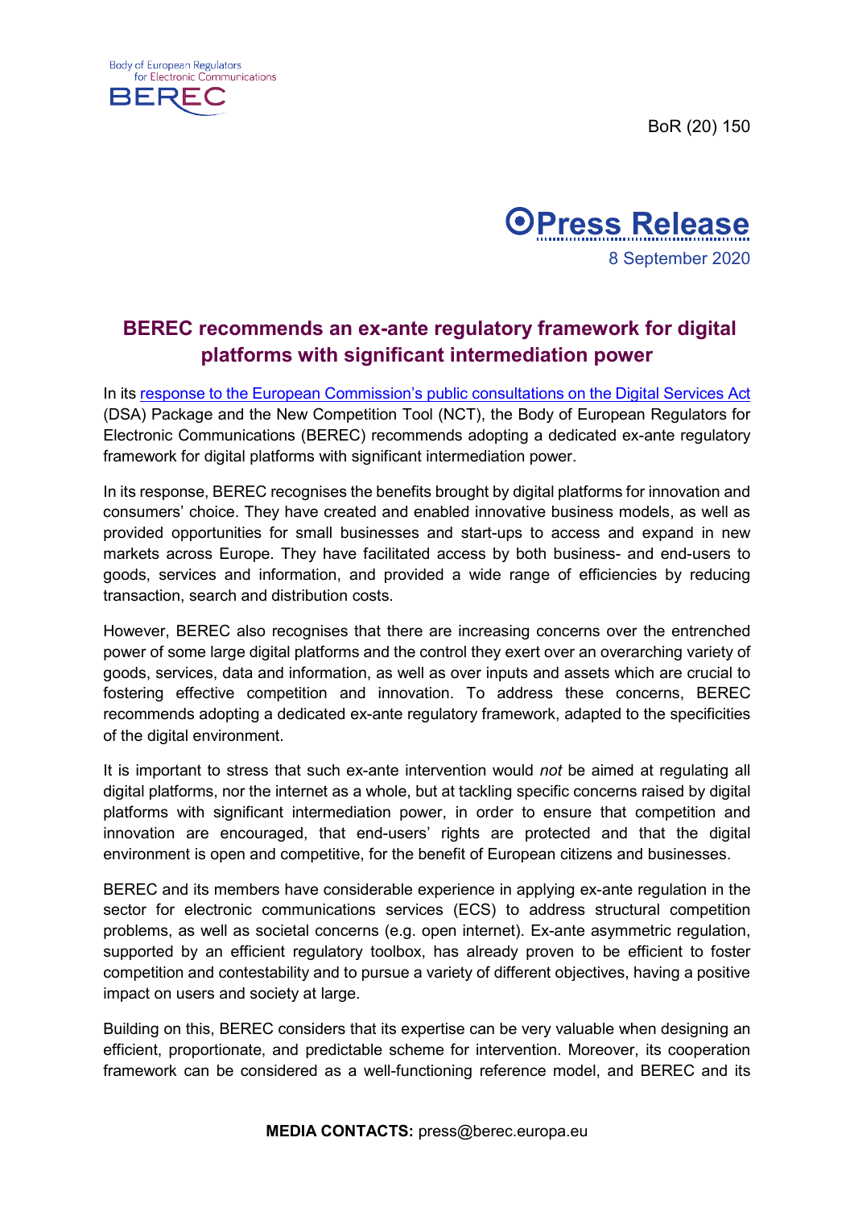Body of European Regulators for Electronic Communications

BEREC

BoR (20) 150

**Press Release**

8 September 2020

## BEREC recommends an ex-ante regulatory framework for digital platforms with significant intermediation power

In its [response to the European Commission's public consultations on the Digital Services Act](#) (DSA) Package and the New Competition Tool (NCT), the Body of European Regulators for Electronic Communications (BEREC) recommends adopting a dedicated ex-ante regulatory framework for digital platforms with significant intermediation power.

In its response, BEREC recognises the benefits brought by digital platforms for innovation and consumers' choice. They have created and enabled innovative business models, as well as provided opportunities for small businesses and start-ups to access and expand in new markets across Europe. They have facilitated access by both business- and end-users to goods, services and information, and provided a wide range of efficiencies by reducing transaction, search and distribution costs.

However, BEREC also recognises that there are increasing concerns over the entrenched power of some large digital platforms and the control they exert over an overarching variety of goods, services, data and information, as well as over inputs and assets which are crucial to fostering effective competition and innovation. To address these concerns, BEREC recommends adopting a dedicated ex-ante regulatory framework, adapted to the specificities of the digital environment.

It is important to stress that such ex-ante intervention would *not* be aimed at regulating all digital platforms, nor the internet as a whole, but at tackling specific concerns raised by digital platforms with significant intermediation power, in order to ensure that competition and innovation are encouraged, that end-users' rights are protected and that the digital environment is open and competitive, for the benefit of European citizens and businesses.

BEREC and its members have considerable experience in applying ex-ante regulation in the sector for electronic communications services (ECS) to address structural competition problems, as well as societal concerns (e.g. open internet). Ex-ante asymmetric regulation, supported by an efficient regulatory toolbox, has already proven to be efficient to foster competition and contestability and to pursue a variety of different objectives, having a positive impact on users and society at large.

Building on this, BEREC considers that its expertise can be very valuable when designing an efficient, proportionate, and predictable scheme for intervention. Moreover, its cooperation framework can be considered as a well-functioning reference model, and BEREC and its

**MEDIA CONTACTS:** press@berec.europa.eu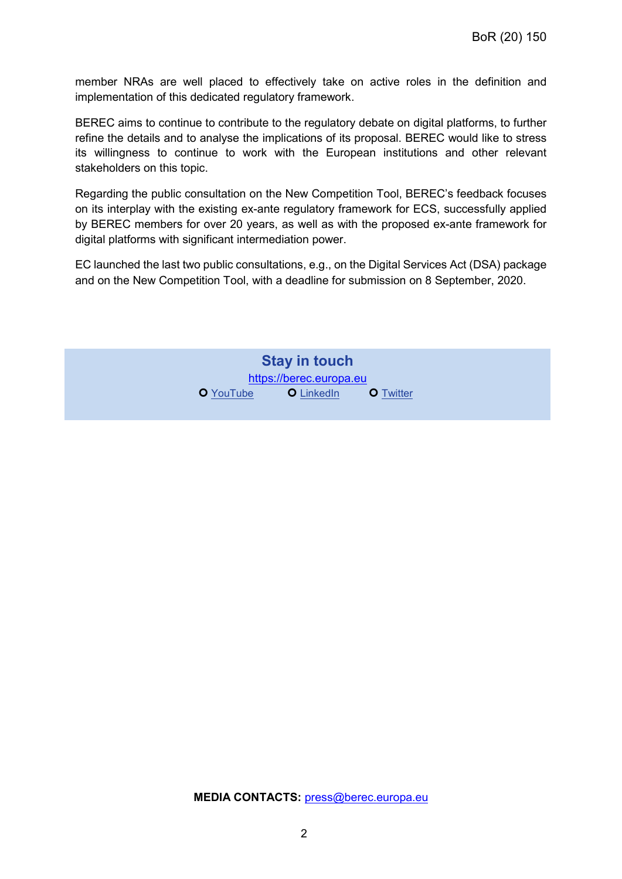member NRAs are well placed to effectively take on active roles in the definition and implementation of this dedicated regulatory framework.

BEREC aims to continue to contribute to the regulatory debate on digital platforms, to further refine the details and to analyse the implications of its proposal. BEREC would like to stress its willingness to continue to work with the European institutions and other relevant stakeholders on this topic.

Regarding the public consultation on the New Competition Tool, BEREC's feedback focuses on its interplay with the existing ex-ante regulatory framework for ECS, successfully applied by BEREC members for over 20 years, as well as with the proposed ex-ante framework for digital platforms with significant intermediation power.

EC launched the last two public consultations, e.g., on the Digital Services Act (DSA) package and on the New Competition Tool, with a deadline for submission on 8 September, 2020.

## Stay in touch

https://berec.europa.eu

- YouTube
- LinkedIn
- Twitter

**MEDIA CONTACTS:** press@berec.europa.eu